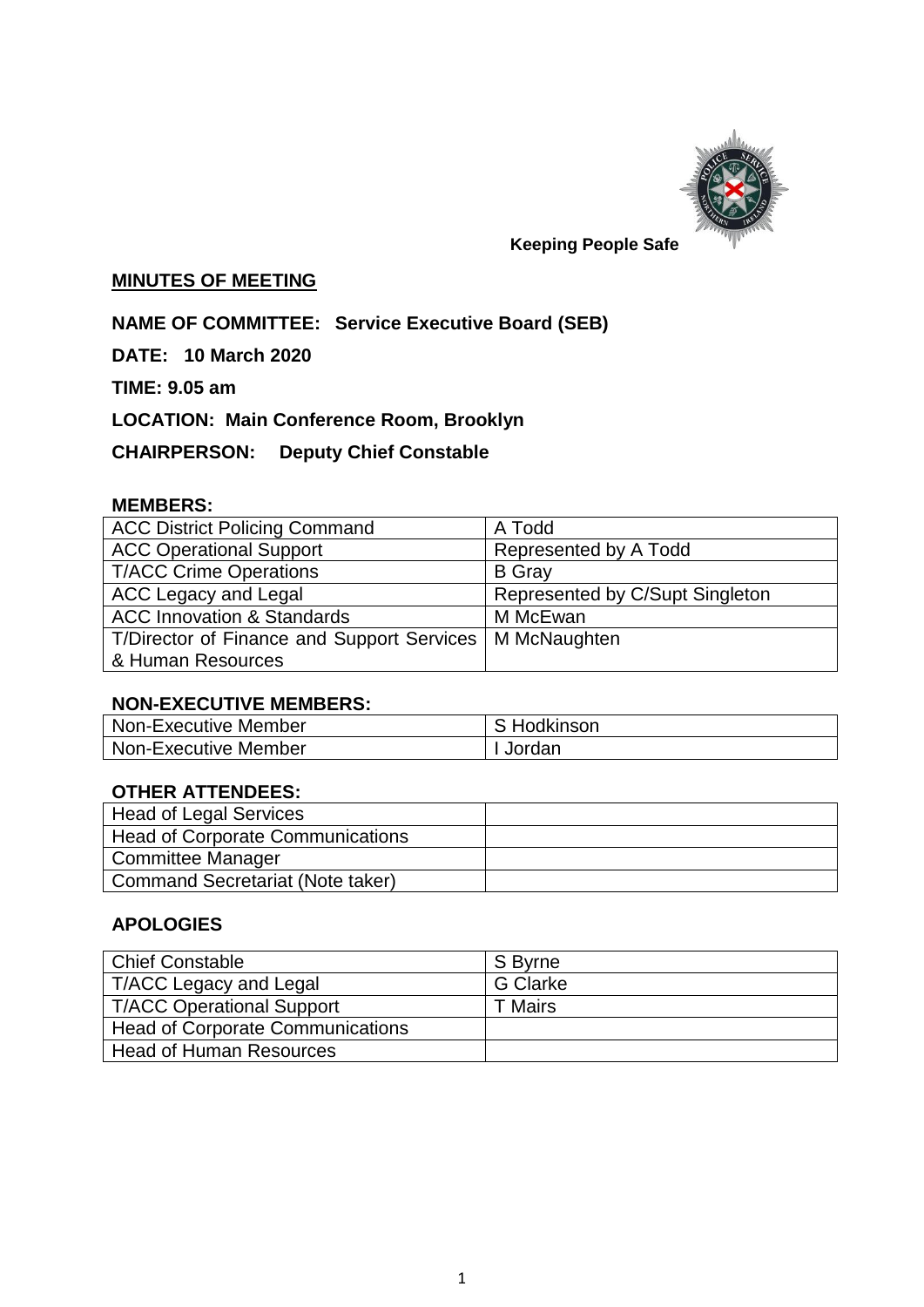**Keeping People Safe**

## MINUTES OF MEETING

**NAME OF COMMITTEE: Service Executive Board (SEB)**

**DATE: 10 March 2020**

**TIME: 9.05 am**

**LOCATION: Main Conference Room, Brooklyn**

**CHAIRPERSON: Deputy Chief Constable**

### MEMBERS:

| | |
|---|---|
| ACC District Policing Command | A Todd |
| ACC Operational Support | Represented by A Todd |
| T/ACC Crime Operations | B Gray |
| ACC Legacy and Legal | Represented by C/Supt Singleton |
| ACC Innovation & Standards | M McEwan |
| T/Director of Finance and Support Services & Human Resources | M McNaughten |

### NON-EXECUTIVE MEMBERS:

| | |
|---|---|
| Non-Executive Member | S Hodkinson |
| Non-Executive Member | I Jordan |

### OTHER ATTENDEES:

| | |
|---|---|
| Head of Legal Services | |
| Head of Corporate Communications | |
| Committee Manager | |
| Command Secretariat (Note taker) | |

### APOLOGIES

| | |
|---|---|
| Chief Constable | S Byrne |
| T/ACC Legacy and Legal | G Clarke |
| T/ACC Operational Support | T Mairs |
| Head of Corporate Communications | |
| Head of Human Resources | |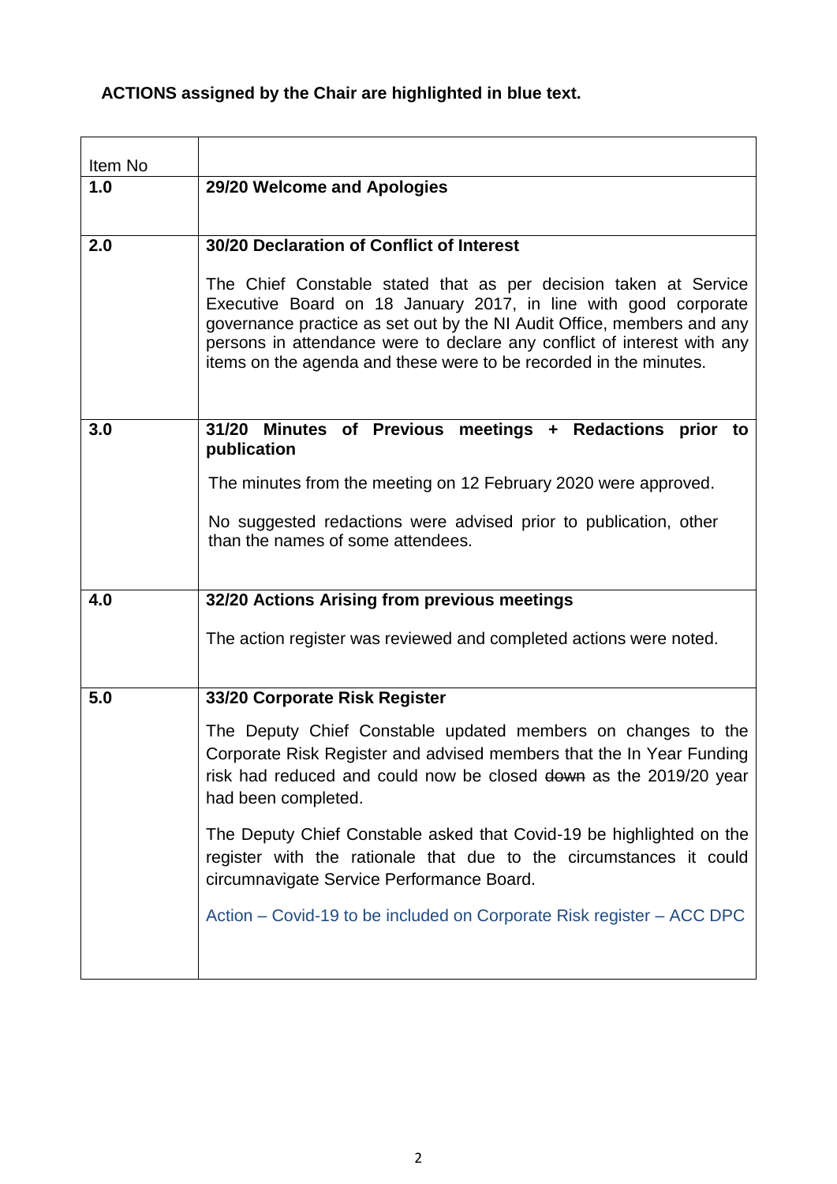**ACTIONS assigned by the Chair are highlighted in blue text.**

| Item No | |
|---|---|
| **1.0** | **29/20 Welcome and Apologies** |
| **2.0** | **30/20 Declaration of Conflict of Interest**<br><br>The Chief Constable stated that as per decision taken at Service Executive Board on 18 January 2017, in line with good corporate governance practice as set out by the NI Audit Office, members and any persons in attendance were to declare any conflict of interest with any items on the agenda and these were to be recorded in the minutes. |
| **3.0** | **31/20 Minutes of Previous meetings + Redactions prior to publication**<br><br>The minutes from the meeting on 12 February 2020 were approved.<br><br>No suggested redactions were advised prior to publication, other than the names of some attendees. |
| **4.0** | **32/20 Actions Arising from previous meetings**<br><br>The action register was reviewed and completed actions were noted. |
| **5.0** | **33/20 Corporate Risk Register**<br><br>The Deputy Chief Constable updated members on changes to the Corporate Risk Register and advised members that the In Year Funding risk had reduced and could now be closed ~~down~~ as the 2019/20 year had been completed.<br><br>The Deputy Chief Constable asked that Covid-19 be highlighted on the register with the rationale that due to the circumstances it could circumnavigate Service Performance Board.<br><br>Action – Covid-19 to be included on Corporate Risk register – ACC DPC |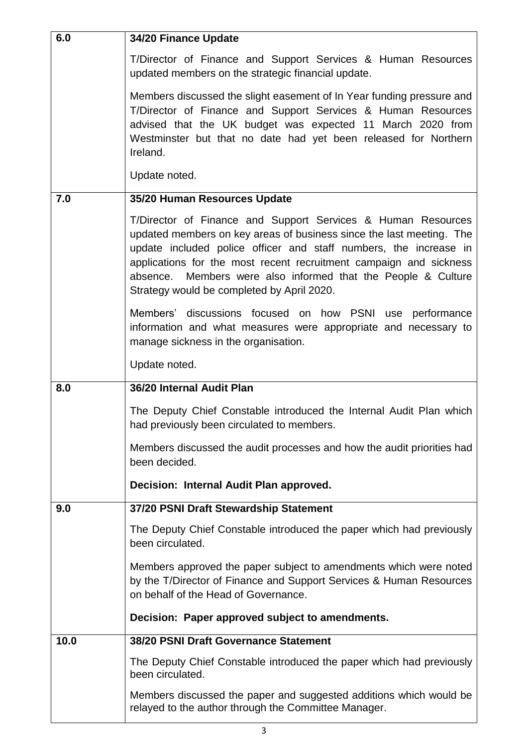| 6.0 | **34/20 Finance Update**<br><br>T/Director of Finance and Support Services & Human Resources updated members on the strategic financial update.<br><br>Members discussed the slight easement of In Year funding pressure and T/Director of Finance and Support Services & Human Resources advised that the UK budget was expected 11 March 2020 from Westminster but that no date had yet been released for Northern Ireland.<br><br>Update noted. |
|---|---|
| 7.0 | **35/20 Human Resources Update**<br><br>T/Director of Finance and Support Services & Human Resources updated members on key areas of business since the last meeting. The update included police officer and staff numbers, the increase in applications for the most recent recruitment campaign and sickness absence. Members were also informed that the People & Culture Strategy would be completed by April 2020.<br><br>Members' discussions focused on how PSNI use performance information and what measures were appropriate and necessary to manage sickness in the organisation.<br><br>Update noted. |
| 8.0 | **36/20 Internal Audit Plan**<br><br>The Deputy Chief Constable introduced the Internal Audit Plan which had previously been circulated to members.<br><br>Members discussed the audit processes and how the audit priorities had been decided.<br><br>**Decision: Internal Audit Plan approved.** |
| 9.0 | **37/20 PSNI Draft Stewardship Statement**<br><br>The Deputy Chief Constable introduced the paper which had previously been circulated.<br><br>Members approved the paper subject to amendments which were noted by the T/Director of Finance and Support Services & Human Resources on behalf of the Head of Governance.<br><br>**Decision: Paper approved subject to amendments.** |
| 10.0 | **38/20 PSNI Draft Governance Statement**<br><br>The Deputy Chief Constable introduced the paper which had previously been circulated.<br><br>Members discussed the paper and suggested additions which would be relayed to the author through the Committee Manager. |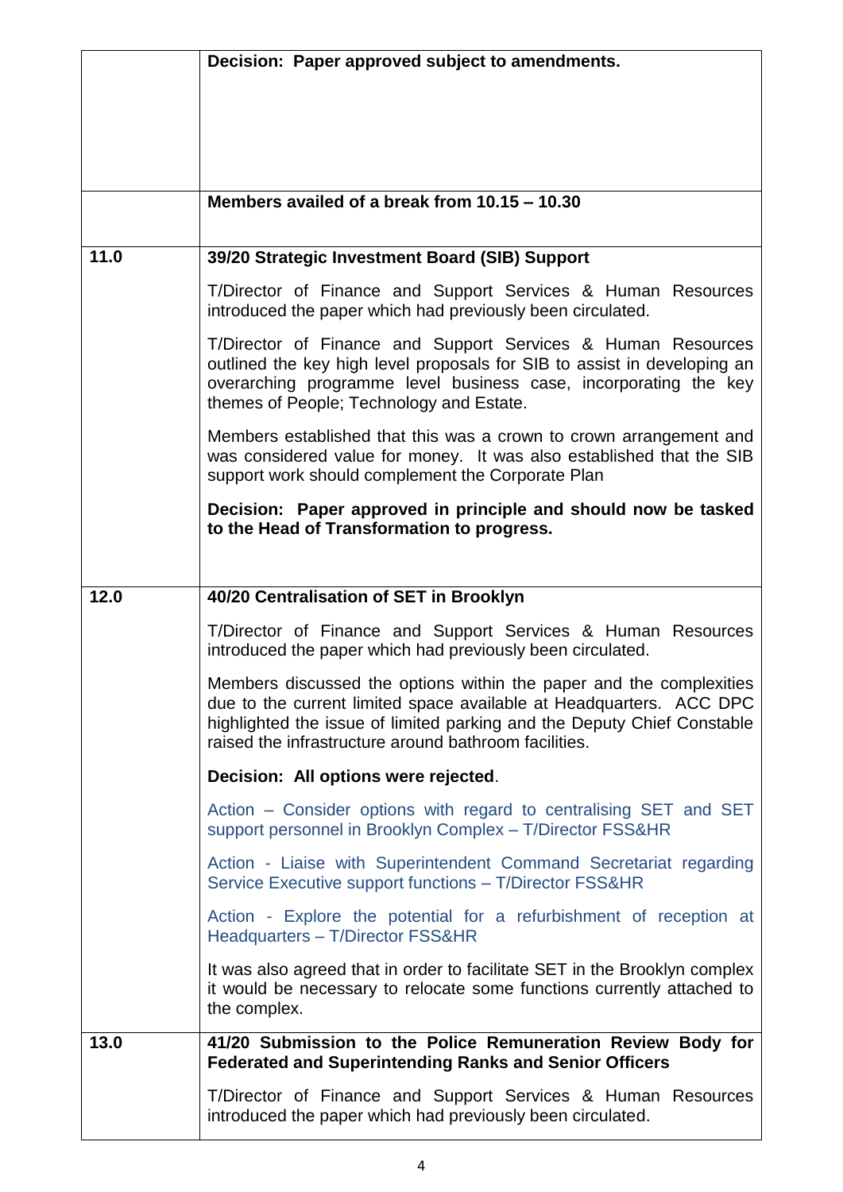| | |
|---|---|
| | **Decision: Paper approved subject to amendments.** |
| | **Members availed of a break from 10.15 – 10.30** |
| **11.0** | **39/20 Strategic Investment Board (SIB) Support**<br><br>T/Director of Finance and Support Services & Human Resources introduced the paper which had previously been circulated.<br><br>T/Director of Finance and Support Services & Human Resources outlined the key high level proposals for SIB to assist in developing an overarching programme level business case, incorporating the key themes of People; Technology and Estate.<br><br>Members established that this was a crown to crown arrangement and was considered value for money. It was also established that the SIB support work should complement the Corporate Plan<br><br>**Decision: Paper approved in principle and should now be tasked to the Head of Transformation to progress.** |
| **12.0** | **40/20 Centralisation of SET in Brooklyn**<br><br>T/Director of Finance and Support Services & Human Resources introduced the paper which had previously been circulated.<br><br>Members discussed the options within the paper and the complexities due to the current limited space available at Headquarters. ACC DPC highlighted the issue of limited parking and the Deputy Chief Constable raised the infrastructure around bathroom facilities.<br><br>**Decision: All options were rejected**.<br><br>Action – Consider options with regard to centralising SET and SET support personnel in Brooklyn Complex – T/Director FSS&HR<br><br>Action - Liaise with Superintendent Command Secretariat regarding Service Executive support functions – T/Director FSS&HR<br><br>Action - Explore the potential for a refurbishment of reception at Headquarters – T/Director FSS&HR<br><br>It was also agreed that in order to facilitate SET in the Brooklyn complex it would be necessary to relocate some functions currently attached to the complex. |
| **13.0** | **41/20 Submission to the Police Remuneration Review Body for Federated and Superintending Ranks and Senior Officers**<br><br>T/Director of Finance and Support Services & Human Resources introduced the paper which had previously been circulated. |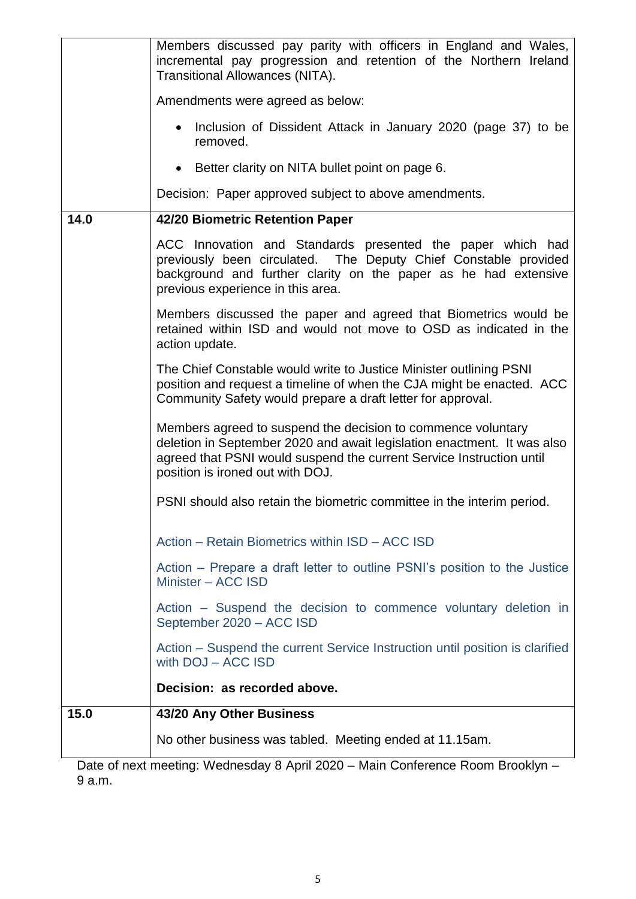| | |
|---|---|
| | Members discussed pay parity with officers in England and Wales, incremental pay progression and retention of the Northern Ireland Transitional Allowances (NITA).<br><br>Amendments were agreed as below:<br><br>• Inclusion of Dissident Attack in January 2020 (page 37) to be removed.<br><br>• Better clarity on NITA bullet point on page 6.<br><br>Decision: Paper approved subject to above amendments. |
| **14.0** | **42/20 Biometric Retention Paper**<br><br>ACC Innovation and Standards presented the paper which had previously been circulated. The Deputy Chief Constable provided background and further clarity on the paper as he had extensive previous experience in this area.<br><br>Members discussed the paper and agreed that Biometrics would be retained within ISD and would not move to OSD as indicated in the action update.<br><br>The Chief Constable would write to Justice Minister outlining PSNI position and request a timeline of when the CJA might be enacted. ACC Community Safety would prepare a draft letter for approval.<br><br>Members agreed to suspend the decision to commence voluntary deletion in September 2020 and await legislation enactment. It was also agreed that PSNI would suspend the current Service Instruction until position is ironed out with DOJ.<br><br>PSNI should also retain the biometric committee in the interim period.<br><br>Action – Retain Biometrics within ISD – ACC ISD<br><br>Action – Prepare a draft letter to outline PSNI's position to the Justice Minister – ACC ISD<br><br>Action – Suspend the decision to commence voluntary deletion in September 2020 – ACC ISD<br><br>Action – Suspend the current Service Instruction until position is clarified with DOJ – ACC ISD<br><br>**Decision: as recorded above.** |
| **15.0** | **43/20 Any Other Business**<br><br>No other business was tabled. Meeting ended at 11.15am. |

Date of next meeting: Wednesday 8 April 2020 – Main Conference Room Brooklyn – 9 a.m.